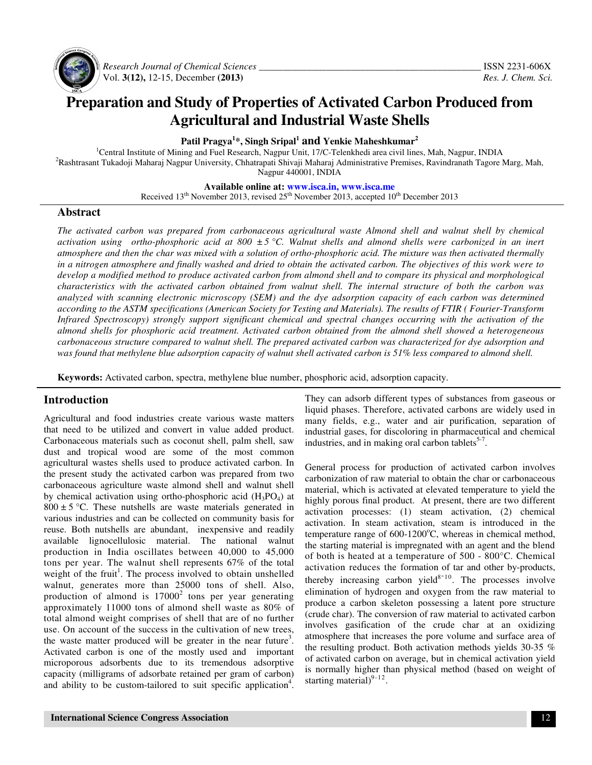# Preparation and Study of Properties of Activated Carbon Produced from Agricultural and Industrial Waste Shells

**Patil Pragya[1]*, Singh Sripal[1] and Yenkie Maheshkumar[2]**

[1]Central Institute of Mining and Fuel Research, Nagpur Unit, 17/C-Telenkhedi area civil lines, Mah, Nagpur, INDIA
[2]Rashtrasant Tukadoji Maharaj Nagpur University, Chhatrapati Shivaji Maharaj Administrative Premises, Ravindranath Tagore Marg, Mah, Nagpur 440001, INDIA

**Available online at: www.isca.in, www.isca.me**
Received 13th November 2013, revised 25th November 2013, accepted 10th December 2013

## Abstract

*The activated carbon was prepared from carbonaceous agricultural waste Almond shell and walnut shell by chemical activation using ortho-phosphoric acid at 800 ± 5 °C. Walnut shells and almond shells were carbonized in an inert atmosphere and then the char was mixed with a solution of ortho-phosphoric acid. The mixture was then activated thermally in a nitrogen atmosphere and finally washed and dried to obtain the activated carbon. The objectives of this work were to develop a modified method to produce activated carbon from almond shell and to compare its physical and morphological characteristics with the activated carbon obtained from walnut shell. The internal structure of both the carbon was analyzed with scanning electronic microscopy (SEM) and the dye adsorption capacity of each carbon was determined according to the ASTM specifications (American Society for Testing and Materials). The results of FTIR ( Fourier-Transform Infrared Spectroscopy) strongly support significant chemical and spectral changes occurring with the activation of the almond shells for phosphoric acid treatment. Activated carbon obtained from the almond shell showed a heterogeneous carbonaceous structure compared to walnut shell. The prepared activated carbon was characterized for dye adsorption and was found that methylene blue adsorption capacity of walnut shell activated carbon is 51% less compared to almond shell.*

**Keywords:** Activated carbon, spectra, methylene blue number, phosphoric acid, adsorption capacity.

## Introduction

Agricultural and food industries create various waste matters that need to be utilized and convert in value added product. Carbonaceous materials such as coconut shell, palm shell, saw dust and tropical wood are some of the most common agricultural wastes shells used to produce activated carbon. In the present study the activated carbon was prepared from two carbonaceous agriculture waste almond shell and walnut shell by chemical activation using ortho-phosphoric acid ($H_3PO_4$) at 800 ± 5 °C. These nutshells are waste materials generated in various industries and can be collected on community basis for reuse. Both nutshells are abundant, inexpensive and readily available lignocellulosic material. The national walnut production in India oscillates between 40,000 to 45,000 tons per year. The walnut shell represents 67% of the total weight of the fruit[1]. The process involved to obtain unshelled walnut, generates more than 25000 tons of shell. Also, production of almond is 17000[2] tons per year generating approximately 11000 tons of almond shell waste as 80% of total almond weight comprises of shell that are of no further use. On account of the success in the cultivation of new trees, the waste matter produced will be greater in the near future[3]. Activated carbon is one of the mostly used and important microporous adsorbents due to its tremendous adsorptive capacity (milligrams of adsorbate retained per gram of carbon) and ability to be custom-tailored to suit specific application[4]. They can adsorb different types of substances from gaseous or liquid phases. Therefore, activated carbons are widely used in many fields, e.g., water and air purification, separation of industrial gases, for discoloring in pharmaceutical and chemical industries, and in making oral carbon tablets[5-7].

General process for production of activated carbon involves carbonization of raw material to obtain the char or carbonaceous material, which is activated at elevated temperature to yield the highly porous final product. At present, there are two different activation processes: (1) steam activation, (2) chemical activation. In steam activation, steam is introduced in the temperature range of 600-1200°C, whereas in chemical method, the starting material is impregnated with an agent and the blend of both is heated at a temperature of 500 - 800°C. Chemical activation reduces the formation of tar and other by-products, thereby increasing carbon yield[8-10]. The processes involve elimination of hydrogen and oxygen from the raw material to produce a carbon skeleton possessing a latent pore structure (crude char). The conversion of raw material to activated carbon involves gasification of the crude char at an oxidizing atmosphere that increases the pore volume and surface area of the resulting product. Both activation methods yields 30-35 % of activated carbon on average, but in chemical activation yield is normally higher than physical method (based on weight of starting material)[9-12].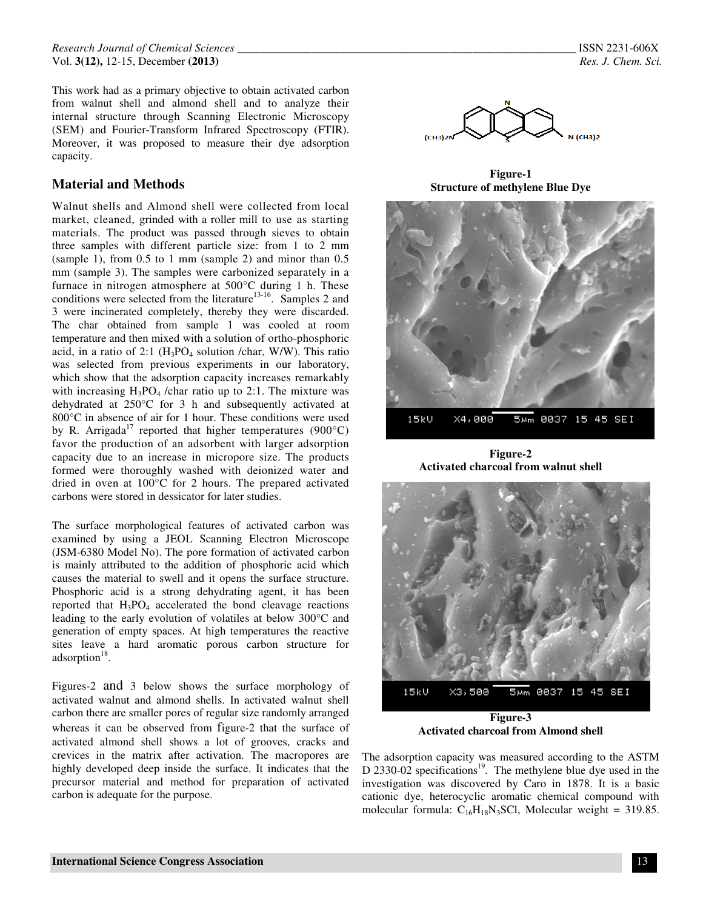This work had as a primary objective to obtain activated carbon from walnut shell and almond shell and to analyze their internal structure through Scanning Electronic Microscopy (SEM) and Fourier-Transform Infrared Spectroscopy (FTIR). Moreover, it was proposed to measure their dye adsorption capacity.

## Material and Methods

Walnut shells and Almond shell were collected from local market, cleaned, grinded with a roller mill to use as starting materials. The product was passed through sieves to obtain three samples with different particle size: from 1 to 2 mm (sample 1), from 0.5 to 1 mm (sample 2) and minor than 0.5 mm (sample 3). The samples were carbonized separately in a furnace in nitrogen atmosphere at 500°C during 1 h. These conditions were selected from the literature[13-16]. Samples 2 and 3 were incinerated completely, thereby they were discarded. The char obtained from sample 1 was cooled at room temperature and then mixed with a solution of ortho-phosphoric acid, in a ratio of 2:1 ($H_3PO_4$ solution /char, W/W). This ratio was selected from previous experiments in our laboratory, which show that the adsorption capacity increases remarkably with increasing $H_3PO_4$ /char ratio up to 2:1. The mixture was dehydrated at 250°C for 3 h and subsequently activated at 800°C in absence of air for 1 hour. These conditions were used by R. Arrigada[17] reported that higher temperatures (900°C) favor the production of an adsorbent with larger adsorption capacity due to an increase in micropore size. The products formed were thoroughly washed with deionized water and dried in oven at 100°C for 2 hours. The prepared activated carbons were stored in dessicator for later studies.

The surface morphological features of activated carbon was examined by using a JEOL Scanning Electron Microscope (JSM-6380 Model No). The pore formation of activated carbon is mainly attributed to the addition of phosphoric acid which causes the material to swell and it opens the surface structure. Phosphoric acid is a strong dehydrating agent, it has been reported that $H_3PO_4$ accelerated the bond cleavage reactions leading to the early evolution of volatiles at below 300°C and generation of empty spaces. At high temperatures the reactive sites leave a hard aromatic porous carbon structure for adsorption[18].

Figures-2 and 3 below shows the surface morphology of activated walnut and almond shells. In activated walnut shell carbon there are smaller pores of regular size randomly arranged whereas it can be observed from figure-2 that the surface of activated almond shell shows a lot of grooves, cracks and crevices in the matrix after activation. The macropores are highly developed deep inside the surface. It indicates that the precursor material and method for preparation of activated carbon is adequate for the purpose.

N

$(CH3)2N$ S $N(CH3)2$

**Figure-1**
**Structure of methylene Blue Dye**

15kV X4,000 5μm 0037 15 45 SEI

**Figure-2**
**Activated charcoal from walnut shell**

15kV X3,500 5μm 0037 15 45 SEI

**Figure-3**
**Activated charcoal from Almond shell**

The adsorption capacity was measured according to the ASTM D 2330-02 specifications[19]. The methylene blue dye used in the investigation was discovered by Caro in 1878. It is a basic cationic dye, heterocyclic aromatic chemical compound with molecular formula: $C_{16}H_{18}N_3SCl$, Molecular weight = 319.85.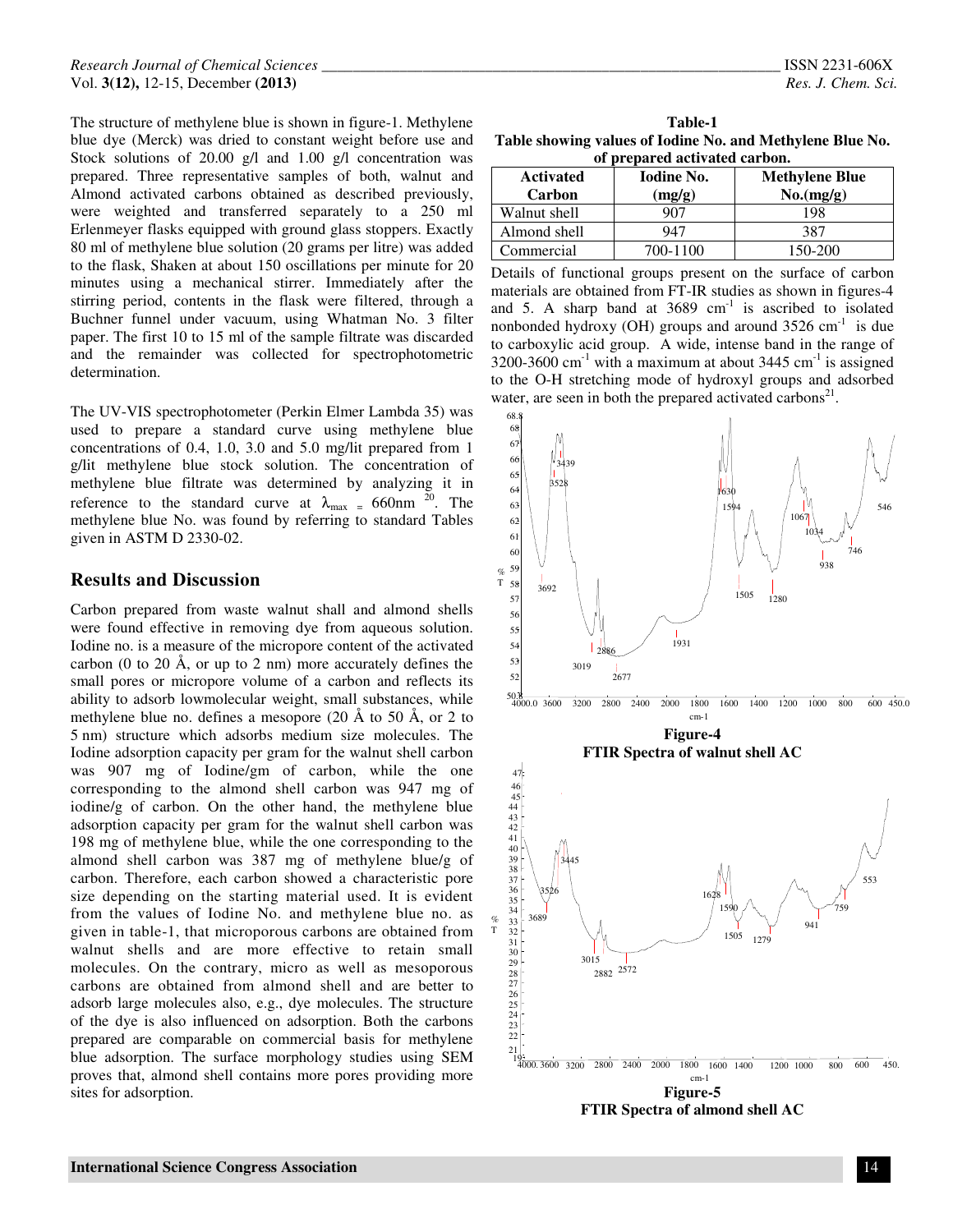The structure of methylene blue is shown in figure-1. Methylene blue dye (Merck) was dried to constant weight before use and Stock solutions of 20.00 g/l and 1.00 g/l concentration was prepared. Three representative samples of both, walnut and Almond activated carbons obtained as described previously, were weighted and transferred separately to a 250 ml Erlenmeyer flasks equipped with ground glass stoppers. Exactly 80 ml of methylene blue solution (20 grams per litre) was added to the flask, Shaken at about 150 oscillations per minute for 20 minutes using a mechanical stirrer. Immediately after the stirring period, contents in the flask were filtered, through a Buchner funnel under vacuum, using Whatman No. 3 filter paper. The first 10 to 15 ml of the sample filtrate was discarded and the remainder was collected for spectrophotometric determination.

The UV-VIS spectrophotometer (Perkin Elmer Lambda 35) was used to prepare a standard curve using methylene blue concentrations of 0.4, 1.0, 3.0 and 5.0 mg/lit prepared from 1 g/lit methylene blue stock solution. The concentration of methylene blue filtrate was determined by analyzing it in reference to the standard curve at $\lambda_{max} = 660$nm [20]. The methylene blue No. was found by referring to standard Tables given in ASTM D 2330-02.

## Results and Discussion

Carbon prepared from waste walnut shall and almond shells were found effective in removing dye from aqueous solution. Iodine no. is a measure of the micropore content of the activated carbon (0 to 20 Å, or up to 2 nm) more accurately defines the small pores or micropore volume of a carbon and reflects its ability to adsorb lowmolecular weight, small substances, while methylene blue no. defines a mesopore (20 Å to 50 Å, or 2 to 5 nm) structure which adsorbs medium size molecules. The Iodine adsorption capacity per gram for the walnut shell carbon was 907 mg of Iodine/gm of carbon, while the one corresponding to the almond shell carbon was 947 mg of iodine/g of carbon. On the other hand, the methylene blue adsorption capacity per gram for the walnut shell carbon was 198 mg of methylene blue, while the one corresponding to the almond shell carbon was 387 mg of methylene blue/g of carbon. Therefore, each carbon showed a characteristic pore size depending on the starting material used. It is evident from the values of Iodine No. and methylene blue no. as given in table-1, that microporous carbons are obtained from walnut shells and are more effective to retain small molecules. On the contrary, micro as well as mesoporous carbons are obtained from almond shell and are better to adsorb large molecules also, e.g., dye molecules. The structure of the dye is also influenced on adsorption. Both the carbons prepared are comparable on commercial basis for methylene blue adsorption. The surface morphology studies using SEM proves that, almond shell contains more pores providing more sites for adsorption.

**Table-1**
**Table showing values of Iodine No. and Methylene Blue No. of prepared activated carbon.**

| Activated Carbon | Iodine No. (mg/g) | Methylene Blue No.(mg/g) |
|---|---|---|
| Walnut shell | 907 | 198 |
| Almond shell | 947 | 387 |
| Commercial | 700-1100 | 150-200 |

Details of functional groups present on the surface of carbon materials are obtained from FT-IR studies as shown in figures-4 and 5. A sharp band at 3689 $cm^{-1}$ is ascribed to isolated nonbonded hydroxy (OH) groups and around 3526 $cm^{-1}$ is due to carboxylic acid group. A wide, intense band in the range of 3200-3600 $cm^{-1}$ with a maximum at about 3445 $cm^{-1}$ is assigned to the O-H stretching mode of hydroxyl groups and adsorbed water, are seen in both the prepared activated carbons[21].

%T
cm-1
3439 3528 3692 3019 2886 2677 1931 1630 1594 1505 1280 1067 1034 938 746 546

**Figure-4**
**FTIR Spectra of walnut shell AC**

%T
cm-1
3445 3526 3689 3015 2882 2572 1628 1590 1505 1279 941 759 553

**Figure-5**
**FTIR Spectra of almond shell AC**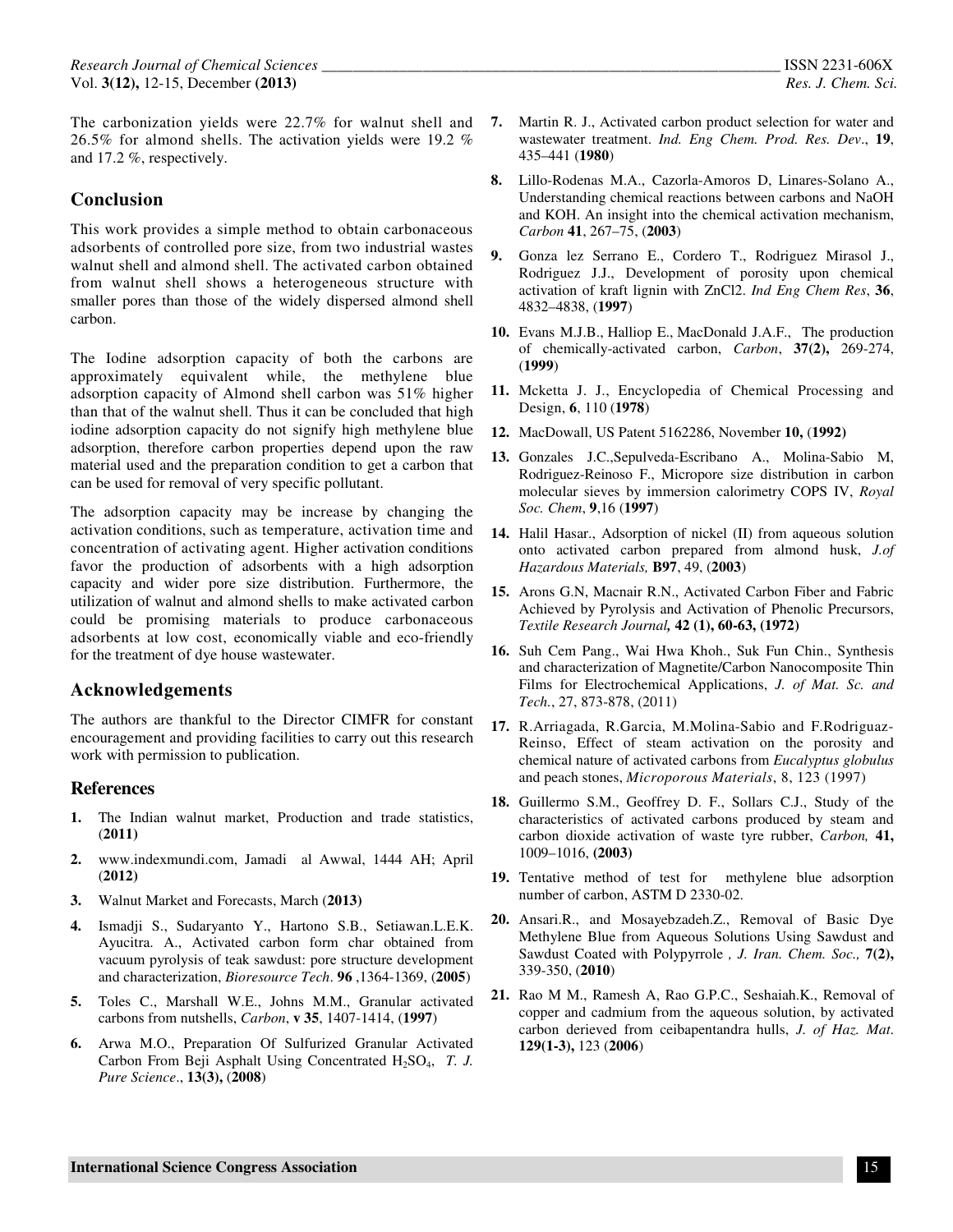The carbonization yields were 22.7% for walnut shell and 26.5% for almond shells. The activation yields were 19.2 % and 17.2 %, respectively.

## Conclusion

This work provides a simple method to obtain carbonaceous adsorbents of controlled pore size, from two industrial wastes walnut shell and almond shell. The activated carbon obtained from walnut shell shows a heterogeneous structure with smaller pores than those of the widely dispersed almond shell carbon.

The Iodine adsorption capacity of both the carbons are approximately equivalent while, the methylene blue adsorption capacity of Almond shell carbon was 51% higher than that of the walnut shell. Thus it can be concluded that high iodine adsorption capacity do not signify high methylene blue adsorption, therefore carbon properties depend upon the raw material used and the preparation condition to get a carbon that can be used for removal of very specific pollutant.

The adsorption capacity may be increase by changing the activation conditions, such as temperature, activation time and concentration of activating agent. Higher activation conditions favor the production of adsorbents with a high adsorption capacity and wider pore size distribution. Furthermore, the utilization of walnut and almond shells to make activated carbon could be promising materials to produce carbonaceous adsorbents at low cost, economically viable and eco-friendly for the treatment of dye house wastewater.

## Acknowledgements

The authors are thankful to the Director CIMFR for constant encouragement and providing facilities to carry out this research work with permission to publication.

## References

1. The Indian walnut market, Production and trade statistics, (**2011**)
2. www.indexmundi.com, Jamadi al Awwal, 1444 AH; April (**2012**)
3. Walnut Market and Forecasts, March (**2013**)
4. Ismadji S., Sudaryanto Y., Hartono S.B., Setiawan.L.E.K. Ayucitra. A., Activated carbon form char obtained from vacuum pyrolysis of teak sawdust: pore structure development and characterization, *Bioresource Tech*. **96** ,1364-1369, (**2005**)
5. Toles C., Marshall W.E., Johns M.M., Granular activated carbons from nutshells, *Carbon*, **v 35**, 1407-1414, (**1997**)
6. Arwa M.O., Preparation Of Sulfurized Granular Activated Carbon From Beji Asphalt Using Concentrated $H_2SO_4$, *T. J. Pure Science*., **13(3), (2008)**
7. Martin R. J., Activated carbon product selection for water and wastewater treatment. *Ind. Eng Chem. Prod. Res. Dev*., **19**, 435–441 (**1980**)
8. Lillo-Rodenas M.A., Cazorla-Amoros D, Linares-Solano A., Understanding chemical reactions between carbons and NaOH and KOH. An insight into the chemical activation mechanism, *Carbon* **41**, 267–75, (**2003**)
9. Gonza lez Serrano E., Cordero T., Rodriguez Mirasol J., Rodriguez J.J., Development of porosity upon chemical activation of kraft lignin with ZnCl2. *Ind Eng Chem Res*, **36**, 4832–4838, (**1997**)
10. Evans M.J.B., Halliop E., MacDonald J.A.F., The production of chemically-activated carbon, *Carbon*, **37(2),** 269-274, (**1999**)
11. Mcketta J. J., Encyclopedia of Chemical Processing and Design, **6**, 110 (**1978**)
12. MacDowall, US Patent 5162286, November **10, (1992)**
13. Gonzales J.C.,Sepulveda-Escribano A., Molina-Sabio M, Rodriguez-Reinoso F., Micropore size distribution in carbon molecular sieves by immersion calorimetry COPS IV, *Royal Soc. Chem*, **9**,16 (**1997**)
14. Halil Hasar., Adsorption of nickel (II) from aqueous solution onto activated carbon prepared from almond husk, *J.of Hazardous Materials,* **B97**, 49, (**2003**)
15. Arons G.N, Macnair R.N., Activated Carbon Fiber and Fabric Achieved by Pyrolysis and Activation of Phenolic Precursors, *Textile Research Journal,* **42 (1), 60-63, (1972)**
16. Suh Cem Pang., Wai Hwa Khoh., Suk Fun Chin., Synthesis and characterization of Magnetite/Carbon Nanocomposite Thin Films for Electrochemical Applications, *J. of Mat. Sc. and Tech.*, 27, 873-878, (2011)
17. R.Arriagada, R.Garcia, M.Molina-Sabio and F.Rodriguaz-Reinso, Effect of steam activation on the porosity and chemical nature of activated carbons from *Eucalyptus globulus* and peach stones, *Microporous Materials*, 8, 123 (1997)
18. Guillermo S.M., Geoffrey D. F., Sollars C.J., Study of the characteristics of activated carbons produced by steam and carbon dioxide activation of waste tyre rubber, *Carbon,* **41,** 1009–1016, **(2003)**
19. Tentative method of test for methylene blue adsorption number of carbon, ASTM D 2330-02.
20. Ansari.R., and Mosayebzadeh.Z., Removal of Basic Dye Methylene Blue from Aqueous Solutions Using Sawdust and Sawdust Coated with Polypyrrole *, J. Iran. Chem. Soc.,* **7(2),** 339-350, (**2010**)
21. Rao M M., Ramesh A, Rao G.P.C., Seshaiah.K., Removal of copper and cadmium from the aqueous solution, by activated carbon derieved from ceibapentandra hulls, *J. of Haz. Mat.* **129(1-3),** 123 (**2006**)